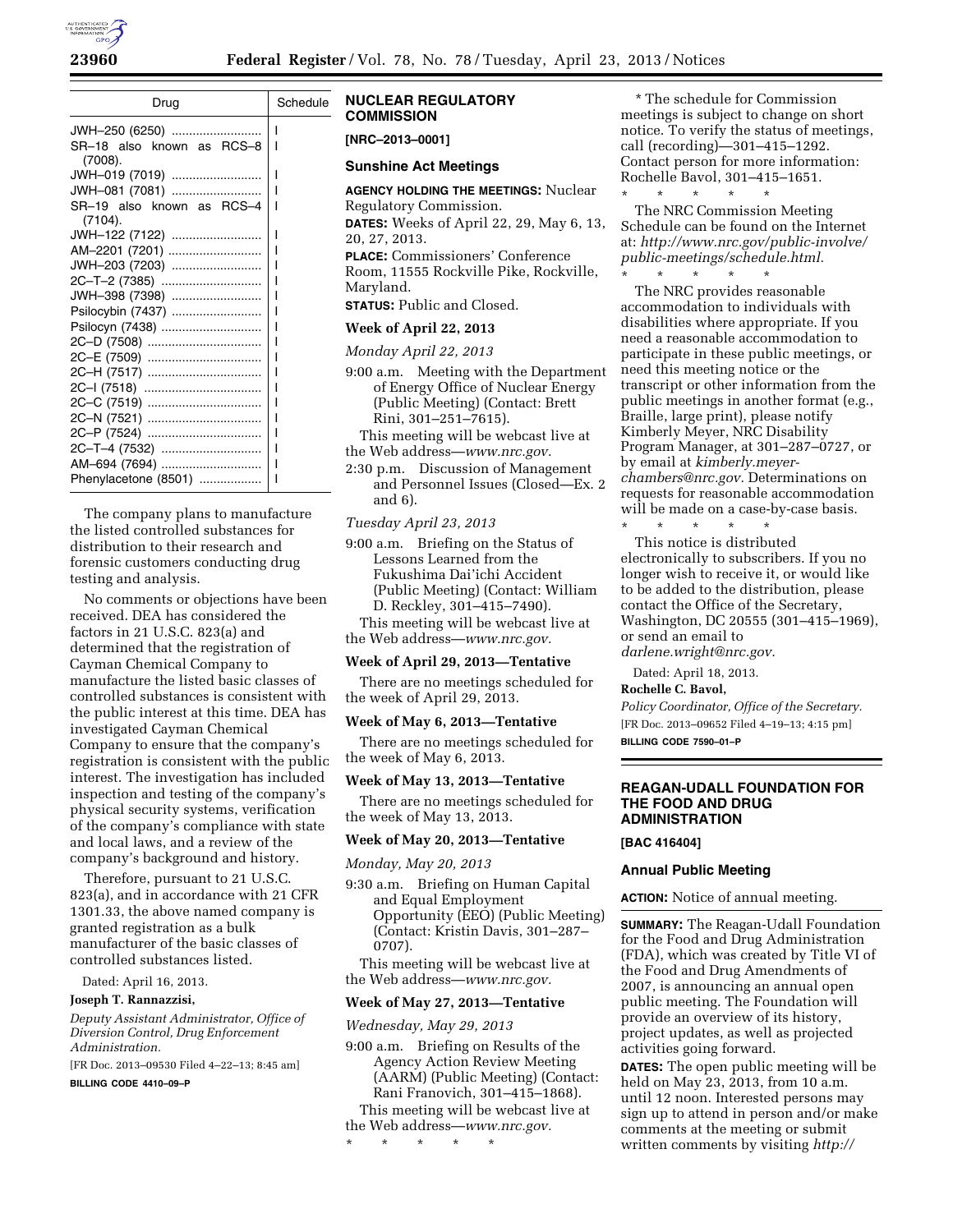| Drug | Schedule |
| --- | --- |
| JWH–250 (6250) | I |
| SR–18 also known as RCS–8 (7008). | I |
| JWH–019 (7019) | I |
| JWH–081 (7081) | I |
| SR–19 also known as RCS–4 (7104). | I |
| JWH–122 (7122) | I |
| AM–2201 (7201) | I |
| JWH–203 (7203) | I |
| 2C–T–2 (7385) | I |
| JWH–398 (7398) | I |
| Psilocybin (7437) | I |
| Psilocyn (7438) | I |
| 2C–D (7508) | I |
| 2C–E (7509) | I |
| 2C–H (7517) | I |
| 2C–I (7518) | I |
| 2C–C (7519) | I |
| 2C–N (7521) | I |
| 2C–P (7524) | I |
| 2C–T–4 (7532) | I |
| AM–694 (7694) | I |
| Phenylacetone (8501) | I |

The company plans to manufacture the listed controlled substances for distribution to their research and forensic customers conducting drug testing and analysis.

No comments or objections have been received. DEA has considered the factors in 21 U.S.C. 823(a) and determined that the registration of Cayman Chemical Company to manufacture the listed basic classes of controlled substances is consistent with the public interest at this time. DEA has investigated Cayman Chemical Company to ensure that the company's registration is consistent with the public interest. The investigation has included inspection and testing of the company's physical security systems, verification of the company's compliance with state and local laws, and a review of the company's background and history.

Therefore, pursuant to 21 U.S.C. 823(a), and in accordance with 21 CFR 1301.33, the above named company is granted registration as a bulk manufacturer of the basic classes of controlled substances listed.

Dated: April 16, 2013.

**Joseph T. Rannazzisi,**

*Deputy Assistant Administrator, Office of Diversion Control, Drug Enforcement Administration.*

[FR Doc. 2013–09530 Filed 4–22–13; 8:45 am]

**BILLING CODE 4410–09–P**

## NUCLEAR REGULATORY COMMISSION

**[NRC–2013–0001]**

### Sunshine Act Meetings

**AGENCY HOLDING THE MEETINGS:** Nuclear Regulatory Commission.

**DATES:** Weeks of April 22, 29, May 6, 13, 20, 27, 2013.

**PLACE:** Commissioners' Conference Room, 11555 Rockville Pike, Rockville, Maryland.

**STATUS:** Public and Closed.

**Week of April 22, 2013**

*Monday April 22, 2013*

9:00 a.m. Meeting with the Department of Energy Office of Nuclear Energy (Public Meeting) (Contact: Brett Rini, 301–251–7615).

This meeting will be webcast live at the Web address—*www.nrc.gov.*

2:30 p.m. Discussion of Management and Personnel Issues (Closed—Ex. 2 and 6).

*Tuesday April 23, 2013*

9:00 a.m. Briefing on the Status of Lessons Learned from the Fukushima Dai'ichi Accident (Public Meeting) (Contact: William D. Reckley, 301–415–7490).

This meeting will be webcast live at the Web address—*www.nrc.gov.*

**Week of April 29, 2013—Tentative**

There are no meetings scheduled for the week of April 29, 2013.

**Week of May 6, 2013—Tentative**

There are no meetings scheduled for the week of May 6, 2013.

**Week of May 13, 2013—Tentative**

There are no meetings scheduled for the week of May 13, 2013.

**Week of May 20, 2013—Tentative**

*Monday, May 20, 2013*

9:30 a.m. Briefing on Human Capital and Equal Employment Opportunity (EEO) (Public Meeting) (Contact: Kristin Davis, 301–287–0707).

This meeting will be webcast live at the Web address—*www.nrc.gov.*

**Week of May 27, 2013—Tentative**

*Wednesday, May 29, 2013*

9:00 a.m. Briefing on Results of the Agency Action Review Meeting (AARM) (Public Meeting) (Contact: Rani Franovich, 301–415–1868).

This meeting will be webcast live at the Web address—*www.nrc.gov.*

\* \* \* \* \*

\* The schedule for Commission meetings is subject to change on short notice. To verify the status of meetings, call (recording)—301–415–1292. Contact person for more information: Rochelle Bavol, 301–415–1651.

\* \* \* \* \*

The NRC Commission Meeting Schedule can be found on the Internet at: *http://www.nrc.gov/public-involve/public-meetings/schedule.html.*

\* \* \* \* \*

The NRC provides reasonable accommodation to individuals with disabilities where appropriate. If you need a reasonable accommodation to participate in these public meetings, or need this meeting notice or the transcript or other information from the public meetings in another format (e.g., Braille, large print), please notify Kimberly Meyer, NRC Disability Program Manager, at 301–287–0727, or by email at *kimberly.meyer-chambers@nrc.gov.* Determinations on requests for reasonable accommodation will be made on a case-by-case basis.

\* \* \* \* \*

This notice is distributed electronically to subscribers. If you no longer wish to receive it, or would like to be added to the distribution, please contact the Office of the Secretary, Washington, DC 20555 (301–415–1969), or send an email to *darlene.wright@nrc.gov.*

Dated: April 18, 2013.

**Rochelle C. Bavol,**

*Policy Coordinator, Office of the Secretary.*

[FR Doc. 2013–09652 Filed 4–19–13; 4:15 pm]

**BILLING CODE 7590–01–P**

## REAGAN-UDALL FOUNDATION FOR THE FOOD AND DRUG ADMINISTRATION

**[BAC 416404]**

### Annual Public Meeting

**ACTION:** Notice of annual meeting.

**SUMMARY:** The Reagan-Udall Foundation for the Food and Drug Administration (FDA), which was created by Title VI of the Food and Drug Amendments of 2007, is announcing an annual open public meeting. The Foundation will provide an overview of its history, project updates, as well as projected activities going forward.

**DATES:** The open public meeting will be held on May 23, 2013, from 10 a.m. until 12 noon. Interested persons may sign up to attend in person and/or make comments at the meeting or submit written comments by visiting *http://*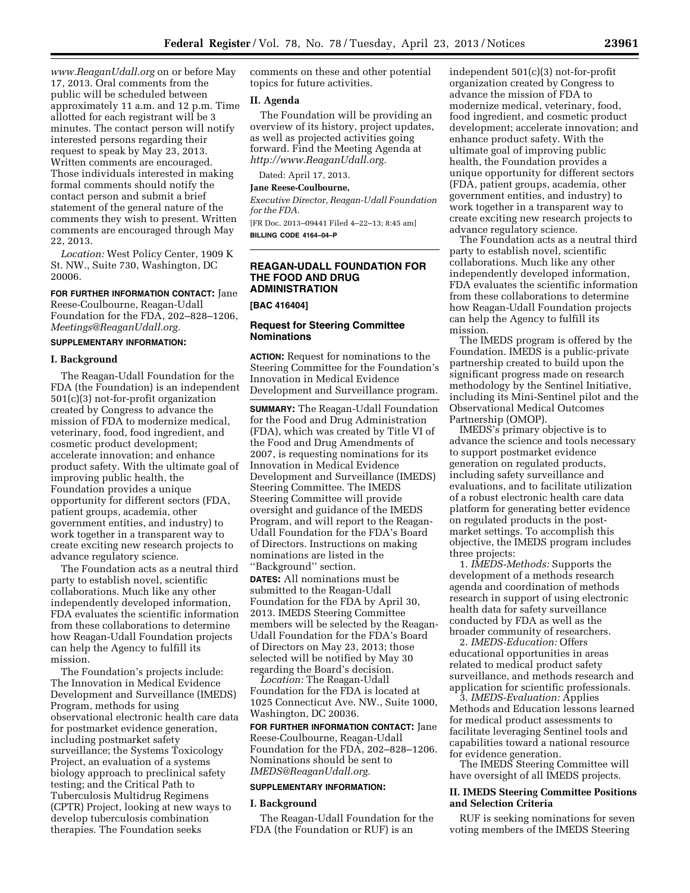*www.ReaganUdall.org* on or before May 17, 2013. Oral comments from the public will be scheduled between approximately 11 a.m. and 12 p.m. Time allotted for each registrant will be 3 minutes. The contact person will notify interested persons regarding their request to speak by May 23, 2013. Written comments are encouraged. Those individuals interested in making formal comments should notify the contact person and submit a brief statement of the general nature of the comments they wish to present. Written comments are encouraged through May 22, 2013.

*Location:* West Policy Center, 1909 K St. NW., Suite 730, Washington, DC 20006.

**FOR FURTHER INFORMATION CONTACT:** Jane Reese-Coulbourne, Reagan-Udall Foundation for the FDA, 202–828–1206, *Meetings@ReaganUdall.org.*

**SUPPLEMENTARY INFORMATION:**

### I. Background

The Reagan-Udall Foundation for the FDA (the Foundation) is an independent 501(c)(3) not-for-profit organization created by Congress to advance the mission of FDA to modernize medical, veterinary, food, food ingredient, and cosmetic product development; accelerate innovation; and enhance product safety. With the ultimate goal of improving public health, the Foundation provides a unique opportunity for different sectors (FDA, patient groups, academia, other government entities, and industry) to work together in a transparent way to create exciting new research projects to advance regulatory science.

The Foundation acts as a neutral third party to establish novel, scientific collaborations. Much like any other independently developed information, FDA evaluates the scientific information from these collaborations to determine how Reagan-Udall Foundation projects can help the Agency to fulfill its mission.

The Foundation's projects include: The Innovation in Medical Evidence Development and Surveillance (IMEDS) Program, methods for using observational electronic health care data for postmarket evidence generation, including postmarket safety surveillance; the Systems Toxicology Project, an evaluation of a systems biology approach to preclinical safety testing; and the Critical Path to Tuberculosis Multidrug Regimens (CPTR) Project, looking at new ways to develop tuberculosis combination therapies. The Foundation seeks comments on these and other potential topics for future activities.

### II. Agenda

The Foundation will be providing an overview of its history, project updates, as well as projected activities going forward. Find the Meeting Agenda at *http://www.ReaganUdall.org.*

Dated: April 17, 2013.

**Jane Reese-Coulbourne,**

*Executive Director, Reagan-Udall Foundation for the FDA.*

[FR Doc. 2013–09441 Filed 4–22–13; 8:45 am]

**BILLING CODE 4164–04–P**

---

## REAGAN-UDALL FOUNDATION FOR THE FOOD AND DRUG ADMINISTRATION

**[BAC 416404]**

## Request for Steering Committee Nominations

**ACTION:** Request for nominations to the Steering Committee for the Foundation's Innovation in Medical Evidence Development and Surveillance program.

**SUMMARY:** The Reagan-Udall Foundation for the Food and Drug Administration (FDA), which was created by Title VI of the Food and Drug Amendments of 2007, is requesting nominations for its Innovation in Medical Evidence Development and Surveillance (IMEDS) Steering Committee. The IMEDS Steering Committee will provide oversight and guidance of the IMEDS Program, and will report to the Reagan-Udall Foundation for the FDA's Board of Directors. Instructions on making nominations are listed in the ''Background'' section.

**DATES:** All nominations must be submitted to the Reagan-Udall Foundation for the FDA by April 30, 2013. IMEDS Steering Committee members will be selected by the Reagan-Udall Foundation for the FDA's Board of Directors on May 23, 2013; those selected will be notified by May 30 regarding the Board's decision.

*Location:* The Reagan-Udall Foundation for the FDA is located at 1025 Connecticut Ave. NW., Suite 1000, Washington, DC 20036.

**FOR FURTHER INFORMATION CONTACT:** Jane Reese-Coulbourne, Reagan-Udall Foundation for the FDA, 202–828–1206. Nominations should be sent to *IMEDS@ReaganUdall.org.*

**SUPPLEMENTARY INFORMATION:**

### I. Background

The Reagan-Udall Foundation for the FDA (the Foundation or RUF) is an independent 501(c)(3) not-for-profit organization created by Congress to advance the mission of FDA to modernize medical, veterinary, food, food ingredient, and cosmetic product development; accelerate innovation; and enhance product safety. With the ultimate goal of improving public health, the Foundation provides a unique opportunity for different sectors (FDA, patient groups, academia, other government entities, and industry) to work together in a transparent way to create exciting new research projects to advance regulatory science.

The Foundation acts as a neutral third party to establish novel, scientific collaborations. Much like any other independently developed information, FDA evaluates the scientific information from these collaborations to determine how Reagan-Udall Foundation projects can help the Agency to fulfill its mission.

The IMEDS program is offered by the Foundation. IMEDS is a public-private partnership created to build upon the significant progress made on research methodology by the Sentinel Initiative, including its Mini-Sentinel pilot and the Observational Medical Outcomes Partnership (OMOP).

IMEDS's primary objective is to advance the science and tools necessary to support postmarket evidence generation on regulated products, including safety surveillance and evaluations, and to facilitate utilization of a robust electronic health care data platform for generating better evidence on regulated products in the post-market settings. To accomplish this objective, the IMEDS program includes three projects:

1. *IMEDS-Methods:* Supports the development of a methods research agenda and coordination of methods research in support of using electronic health data for safety surveillance conducted by FDA as well as the broader community of researchers.

2. *IMEDS-Education:* Offers educational opportunities in areas related to medical product safety surveillance, and methods research and application for scientific professionals.

3. *IMEDS-Evaluation:* Applies Methods and Education lessons learned for medical product assessments to facilitate leveraging Sentinel tools and capabilities toward a national resource for evidence generation.

The IMEDS Steering Committee will have oversight of all IMEDS projects.

### II. IMEDS Steering Committee Positions and Selection Criteria

RUF is seeking nominations for seven voting members of the IMEDS Steering